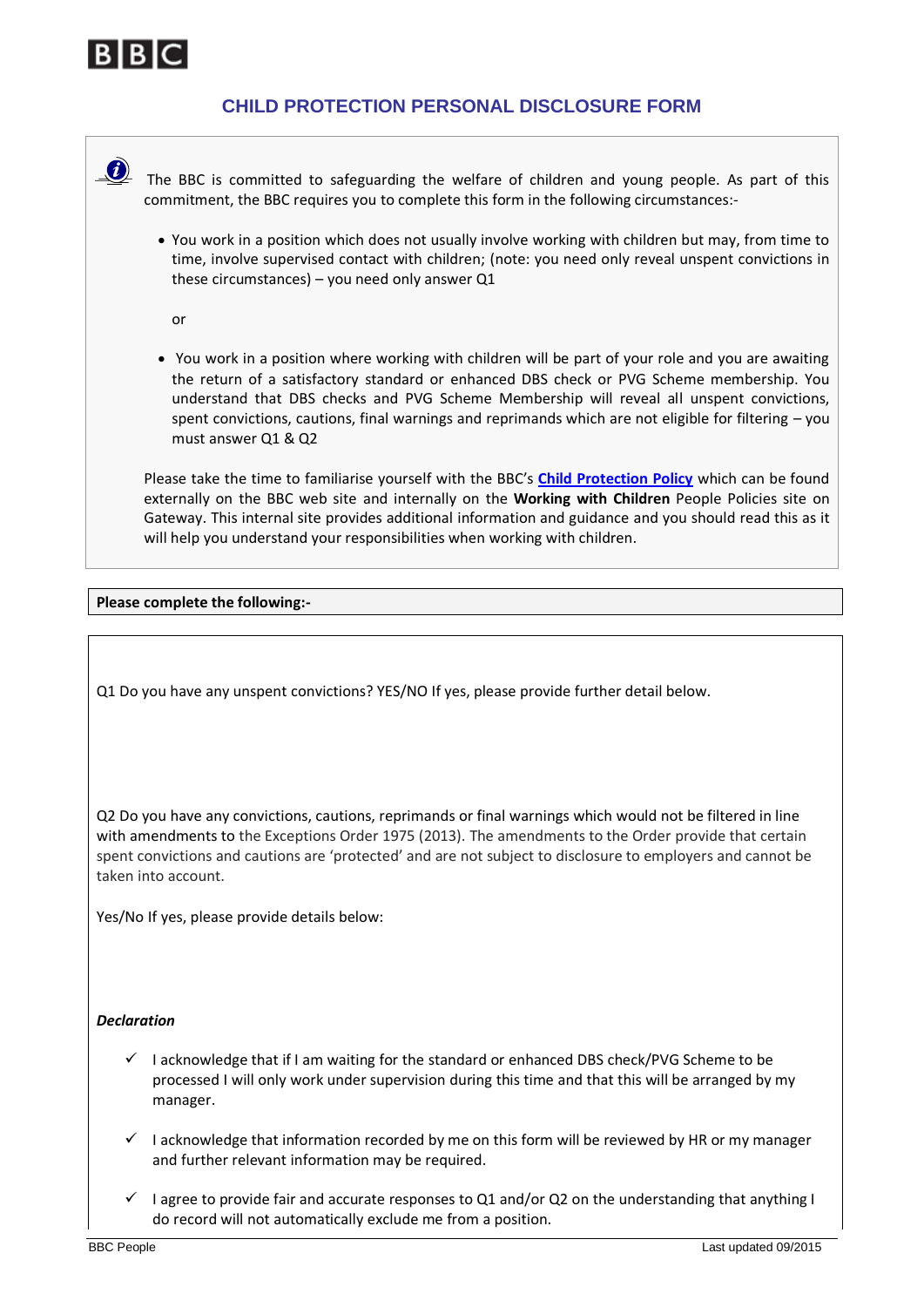BBC

# CHILD PROTECTION PERSONAL DISCLOSURE FORM

The BBC is committed to safeguarding the welfare of children and young people. As part of this commitment, the BBC requires you to complete this form in the following circumstances:-

- You work in a position which does not usually involve working with children but may, from time to time, involve supervised contact with children; (note: you need only reveal unspent convictions in these circumstances) – you need only answer Q1

  or

- You work in a position where working with children will be part of your role and you are awaiting the return of a satisfactory standard or enhanced DBS check or PVG Scheme membership. You understand that DBS checks and PVG Scheme Membership will reveal all unspent convictions, spent convictions, cautions, final warnings and reprimands which are not eligible for filtering – you must answer Q1 & Q2

Please take the time to familiarise yourself with the BBC's **Child Protection Policy** which can be found externally on the BBC web site and internally on the **Working with Children** People Policies site on Gateway. This internal site provides additional information and guidance and you should read this as it will help you understand your responsibilities when working with children.

**Please complete the following:-**

Q1 Do you have any unspent convictions? YES/NO If yes, please provide further detail below.

Q2 Do you have any convictions, cautions, reprimands or final warnings which would not be filtered in line with amendments to the Exceptions Order 1975 (2013). The amendments to the Order provide that certain spent convictions and cautions are 'protected' and are not subject to disclosure to employers and cannot be taken into account.

Yes/No If yes, please provide details below:

***Declaration***

- ✓ I acknowledge that if I am waiting for the standard or enhanced DBS check/PVG Scheme to be processed I will only work under supervision during this time and that this will be arranged by my manager.
- ✓ I acknowledge that information recorded by me on this form will be reviewed by HR or my manager and further relevant information may be required.
- ✓ I agree to provide fair and accurate responses to Q1 and/or Q2 on the understanding that anything I do record will not automatically exclude me from a position.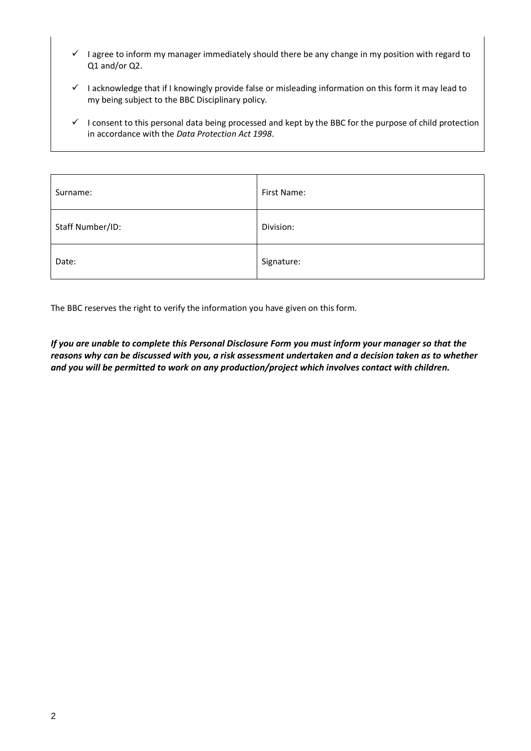- ✓ I agree to inform my manager immediately should there be any change in my position with regard to Q1 and/or Q2.
- ✓ I acknowledge that if I knowingly provide false or misleading information on this form it may lead to my being subject to the BBC Disciplinary policy.
- ✓ I consent to this personal data being processed and kept by the BBC for the purpose of child protection in accordance with the *Data Protection Act 1998*.

| | |
|---|---|
| Surname: | First Name: |
| Staff Number/ID: | Division: |
| Date: | Signature: |

The BBC reserves the right to verify the information you have given on this form.

***If you are unable to complete this Personal Disclosure Form you must inform your manager so that the reasons why can be discussed with you, a risk assessment undertaken and a decision taken as to whether and you will be permitted to work on any production/project which involves contact with children.***